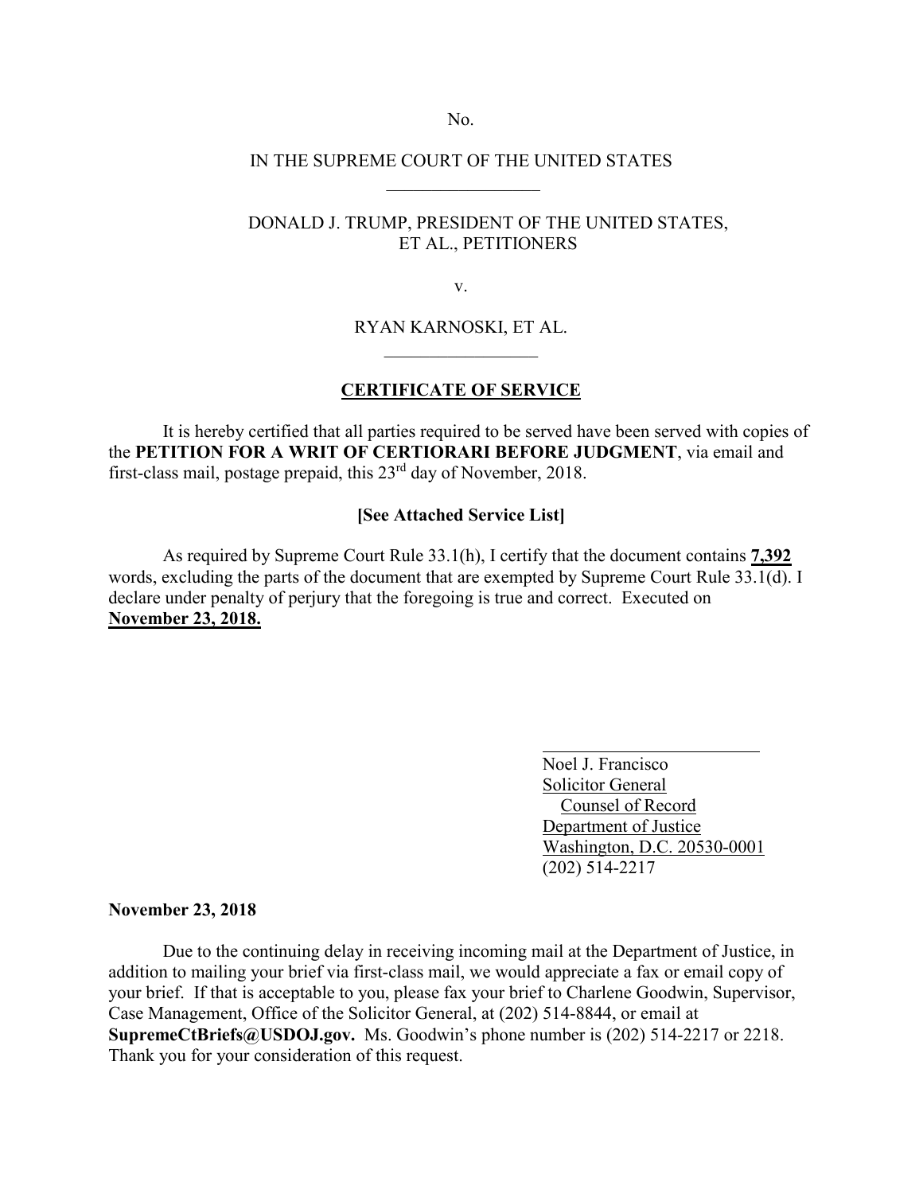No.

IN THE SUPREME COURT OF THE UNITED STATES

DONALD J. TRUMP, PRESIDENT OF THE UNITED STATES, ET AL., PETITIONERS

v.

RYAN KARNOSKI, ET AL.

**CERTIFICATE OF SERVICE**

It is hereby certified that all parties required to be served have been served with copies of the **PETITION FOR A WRIT OF CERTIORARI BEFORE JUDGMENT**, via email and first-class mail, postage prepaid, this 23rd day of November, 2018.

**[See Attached Service List]**

As required by Supreme Court Rule 33.1(h), I certify that the document contains **7,392** words, excluding the parts of the document that are exempted by Supreme Court Rule 33.1(d). I declare under penalty of perjury that the foregoing is true and correct. Executed on **November 23, 2018.**

Noel J. Francisco
Solicitor General
Counsel of Record
Department of Justice
Washington, D.C. 20530-0001
(202) 514-2217

**November 23, 2018**

Due to the continuing delay in receiving incoming mail at the Department of Justice, in addition to mailing your brief via first-class mail, we would appreciate a fax or email copy of your brief. If that is acceptable to you, please fax your brief to Charlene Goodwin, Supervisor, Case Management, Office of the Solicitor General, at (202) 514-8844, or email at **SupremeCtBriefs@USDOJ.gov.** Ms. Goodwin's phone number is (202) 514-2217 or 2218. Thank you for your consideration of this request.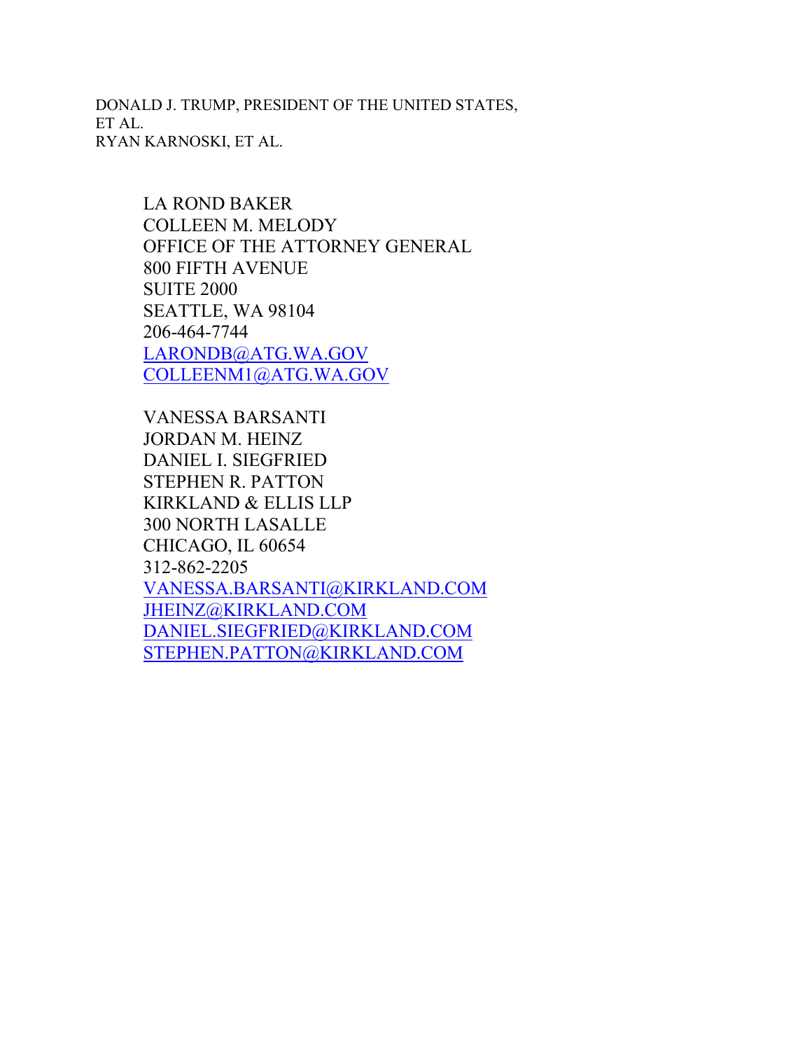DONALD J. TRUMP, PRESIDENT OF THE UNITED STATES, ET AL.
RYAN KARNOSKI, ET AL.

LA ROND BAKER
COLLEEN M. MELODY
OFFICE OF THE ATTORNEY GENERAL
800 FIFTH AVENUE
SUITE 2000
SEATTLE, WA 98104
206-464-7744
LARONDB@ATG.WA.GOV
COLLEENM1@ATG.WA.GOV

VANESSA BARSANTI
JORDAN M. HEINZ
DANIEL I. SIEGFRIED
STEPHEN R. PATTON
KIRKLAND & ELLIS LLP
300 NORTH LASALLE
CHICAGO, IL 60654
312-862-2205
VANESSA.BARSANTI@KIRKLAND.COM
JHEINZ@KIRKLAND.COM
DANIEL.SIEGFRIED@KIRKLAND.COM
STEPHEN.PATTON@KIRKLAND.COM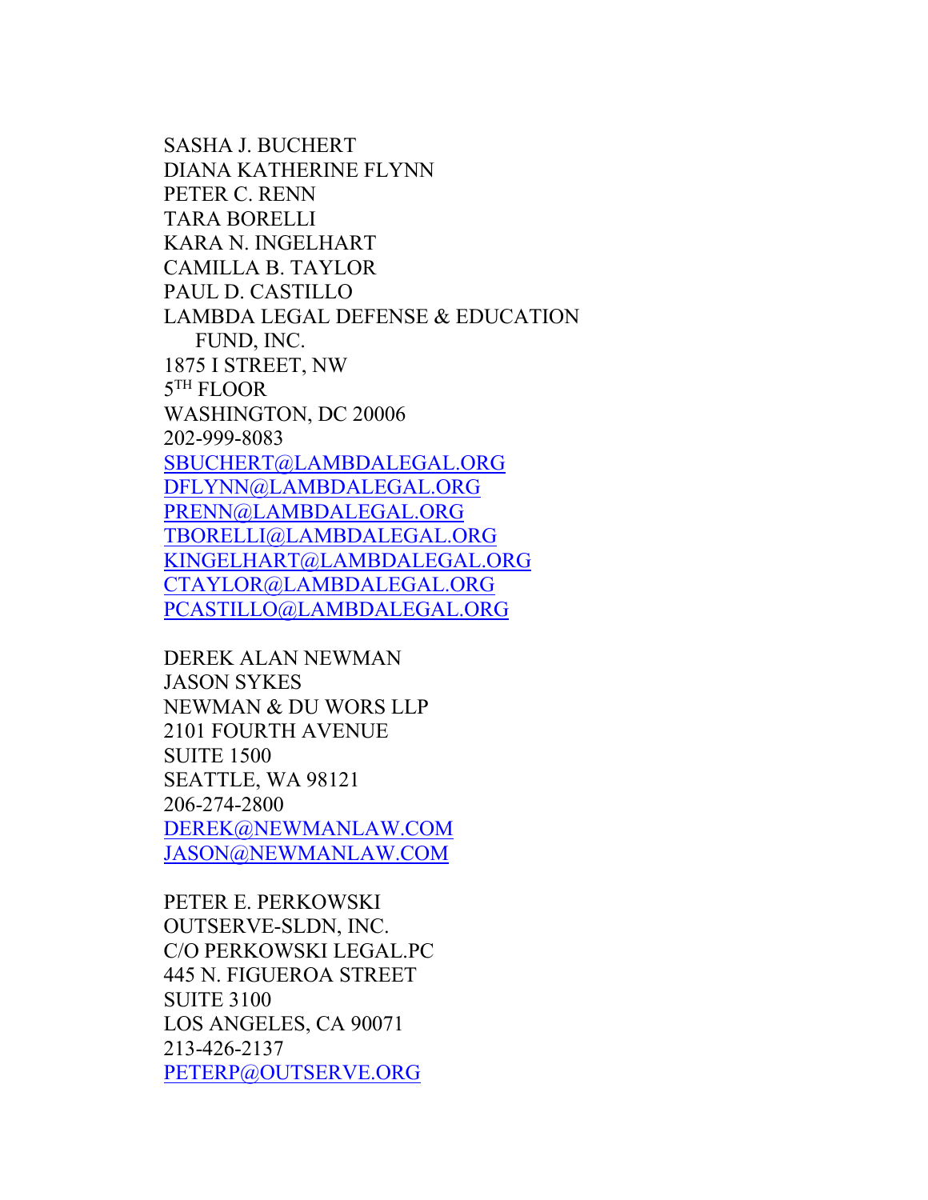SASHA J. BUCHERT
DIANA KATHERINE FLYNN
PETER C. RENN
TARA BORELLI
KARA N. INGELHART
CAMILLA B. TAYLOR
PAUL D. CASTILLO
LAMBDA LEGAL DEFENSE & EDUCATION
FUND, INC.
1875 I STREET, NW
5TH FLOOR
WASHINGTON, DC 20006
202-999-8083
SBUCHERT@LAMBDALEGAL.ORG
DFLYNN@LAMBDALEGAL.ORG
PRENN@LAMBDALEGAL.ORG
TBORELLI@LAMBDALEGAL.ORG
KINGELHART@LAMBDALEGAL.ORG
CTAYLOR@LAMBDALEGAL.ORG
PCASTILLO@LAMBDALEGAL.ORG

DEREK ALAN NEWMAN
JASON SYKES
NEWMAN & DU WORS LLP
2101 FOURTH AVENUE
SUITE 1500
SEATTLE, WA 98121
206-274-2800
DEREK@NEWMANLAW.COM
JASON@NEWMANLAW.COM

PETER E. PERKOWSKI
OUTSERVE-SLDN, INC.
C/O PERKOWSKI LEGAL.PC
445 N. FIGUEROA STREET
SUITE 3100
LOS ANGELES, CA 90071
213-426-2137
PETERP@OUTSERVE.ORG